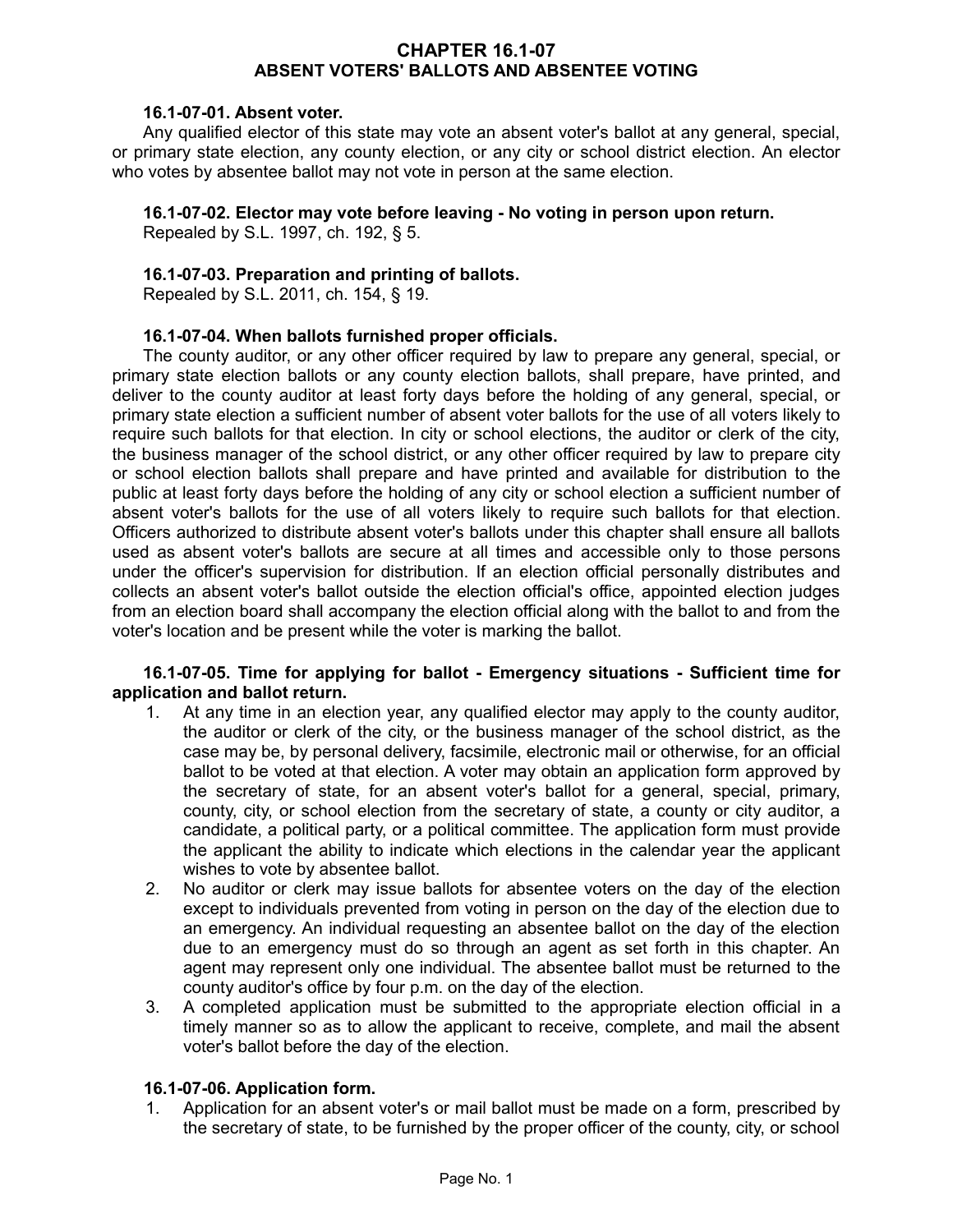# CHAPTER 16.1-07
# ABSENT VOTERS' BALLOTS AND ABSENTEE VOTING

**16.1-07-01. Absent voter.**

Any qualified elector of this state may vote an absent voter's ballot at any general, special, or primary state election, any county election, or any city or school district election. An elector who votes by absentee ballot may not vote in person at the same election.

**16.1-07-02. Elector may vote before leaving - No voting in person upon return.**

Repealed by S.L. 1997, ch. 192, § 5.

**16.1-07-03. Preparation and printing of ballots.**

Repealed by S.L. 2011, ch. 154, § 19.

**16.1-07-04. When ballots furnished proper officials.**

The county auditor, or any other officer required by law to prepare any general, special, or primary state election ballots or any county election ballots, shall prepare, have printed, and deliver to the county auditor at least forty days before the holding of any general, special, or primary state election a sufficient number of absent voter ballots for the use of all voters likely to require such ballots for that election. In city or school elections, the auditor or clerk of the city, the business manager of the school district, or any other officer required by law to prepare city or school election ballots shall prepare and have printed and available for distribution to the public at least forty days before the holding of any city or school election a sufficient number of absent voter's ballots for the use of all voters likely to require such ballots for that election. Officers authorized to distribute absent voter's ballots under this chapter shall ensure all ballots used as absent voter's ballots are secure at all times and accessible only to those persons under the officer's supervision for distribution. If an election official personally distributes and collects an absent voter's ballot outside the election official's office, appointed election judges from an election board shall accompany the election official along with the ballot to and from the voter's location and be present while the voter is marking the ballot.

**16.1-07-05. Time for applying for ballot - Emergency situations - Sufficient time for application and ballot return.**

1. At any time in an election year, any qualified elector may apply to the county auditor, the auditor or clerk of the city, or the business manager of the school district, as the case may be, by personal delivery, facsimile, electronic mail or otherwise, for an official ballot to be voted at that election. A voter may obtain an application form approved by the secretary of state, for an absent voter's ballot for a general, special, primary, county, city, or school election from the secretary of state, a county or city auditor, a candidate, a political party, or a political committee. The application form must provide the applicant the ability to indicate which elections in the calendar year the applicant wishes to vote by absentee ballot.
2. No auditor or clerk may issue ballots for absentee voters on the day of the election except to individuals prevented from voting in person on the day of the election due to an emergency. An individual requesting an absentee ballot on the day of the election due to an emergency must do so through an agent as set forth in this chapter. An agent may represent only one individual. The absentee ballot must be returned to the county auditor's office by four p.m. on the day of the election.
3. A completed application must be submitted to the appropriate election official in a timely manner so as to allow the applicant to receive, complete, and mail the absent voter's ballot before the day of the election.

**16.1-07-06. Application form.**

1. Application for an absent voter's or mail ballot must be made on a form, prescribed by the secretary of state, to be furnished by the proper officer of the county, city, or school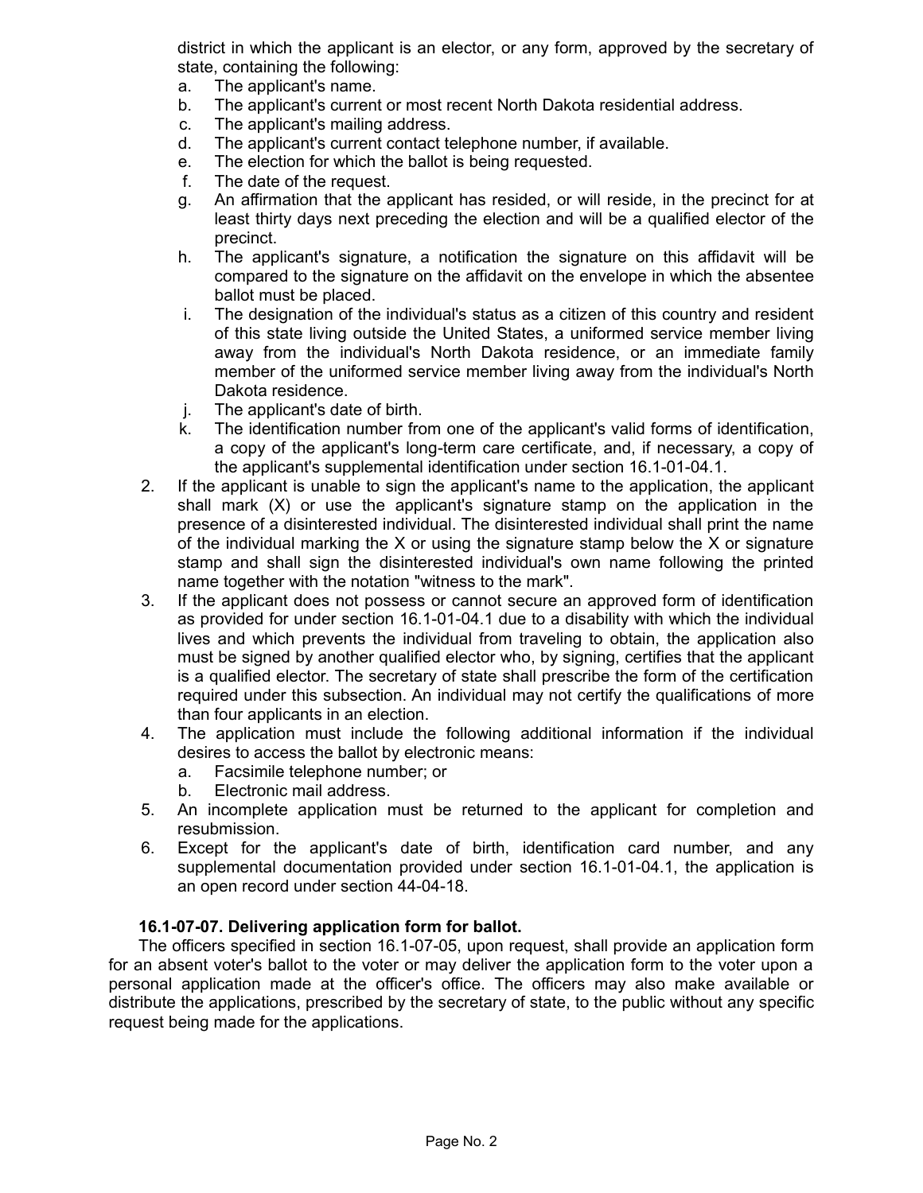district in which the applicant is an elector, or any form, approved by the secretary of state, containing the following:

a. The applicant's name.
b. The applicant's current or most recent North Dakota residential address.
c. The applicant's mailing address.
d. The applicant's current contact telephone number, if available.
e. The election for which the ballot is being requested.
f. The date of the request.
g. An affirmation that the applicant has resided, or will reside, in the precinct for at least thirty days next preceding the election and will be a qualified elector of the precinct.
h. The applicant's signature, a notification the signature on this affidavit will be compared to the signature on the affidavit on the envelope in which the absentee ballot must be placed.
i. The designation of the individual's status as a citizen of this country and resident of this state living outside the United States, a uniformed service member living away from the individual's North Dakota residence, or an immediate family member of the uniformed service member living away from the individual's North Dakota residence.
j. The applicant's date of birth.
k. The identification number from one of the applicant's valid forms of identification, a copy of the applicant's long-term care certificate, and, if necessary, a copy of the applicant's supplemental identification under section 16.1-01-04.1.

2. If the applicant is unable to sign the applicant's name to the application, the applicant shall mark (X) or use the applicant's signature stamp on the application in the presence of a disinterested individual. The disinterested individual shall print the name of the individual marking the X or using the signature stamp below the X or signature stamp and shall sign the disinterested individual's own name following the printed name together with the notation "witness to the mark".
3. If the applicant does not possess or cannot secure an approved form of identification as provided for under section 16.1-01-04.1 due to a disability with which the individual lives and which prevents the individual from traveling to obtain, the application also must be signed by another qualified elector who, by signing, certifies that the applicant is a qualified elector. The secretary of state shall prescribe the form of the certification required under this subsection. An individual may not certify the qualifications of more than four applicants in an election.
4. The application must include the following additional information if the individual desires to access the ballot by electronic means:
   a. Facsimile telephone number; or
   b. Electronic mail address.
5. An incomplete application must be returned to the applicant for completion and resubmission.
6. Except for the applicant's date of birth, identification card number, and any supplemental documentation provided under section 16.1-01-04.1, the application is an open record under section 44-04-18.

**16.1-07-07. Delivering application form for ballot.**

The officers specified in section 16.1-07-05, upon request, shall provide an application form for an absent voter's ballot to the voter or may deliver the application form to the voter upon a personal application made at the officer's office. The officers may also make available or distribute the applications, prescribed by the secretary of state, to the public without any specific request being made for the applications.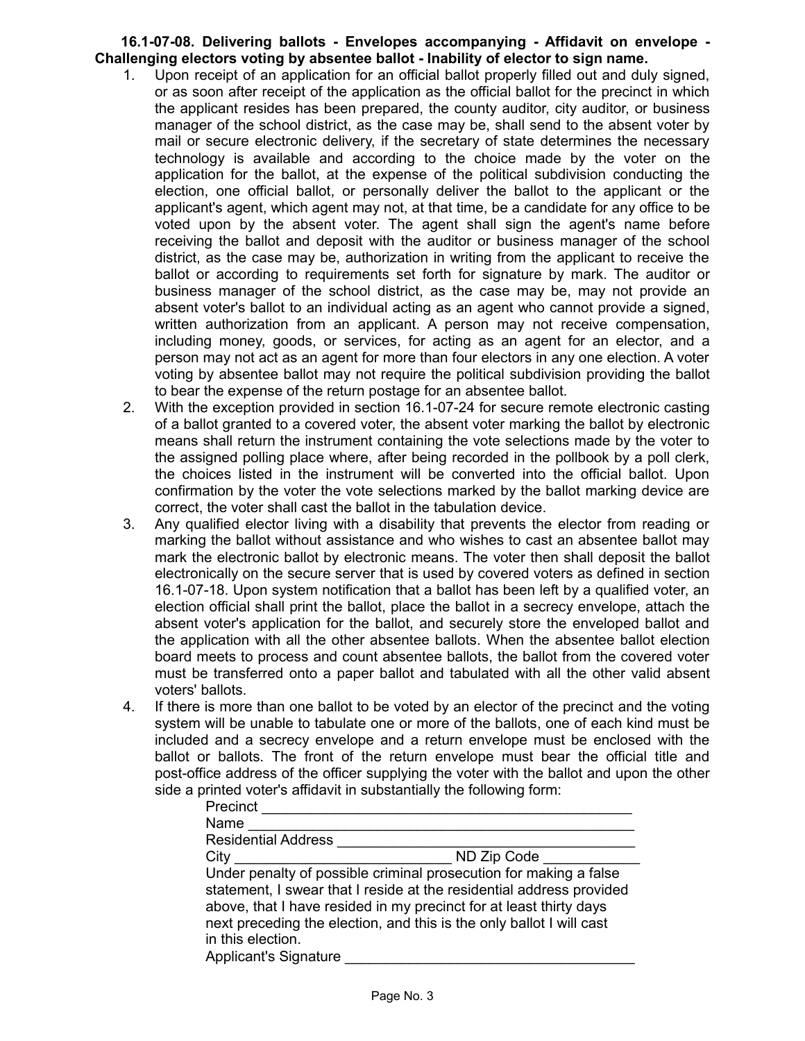**16.1-07-08. Delivering ballots - Envelopes accompanying - Affidavit on envelope - Challenging electors voting by absentee ballot - Inability of elector to sign name.**

1. Upon receipt of an application for an official ballot properly filled out and duly signed, or as soon after receipt of the application as the official ballot for the precinct in which the applicant resides has been prepared, the county auditor, city auditor, or business manager of the school district, as the case may be, shall send to the absent voter by mail or secure electronic delivery, if the secretary of state determines the necessary technology is available and according to the choice made by the voter on the application for the ballot, at the expense of the political subdivision conducting the election, one official ballot, or personally deliver the ballot to the applicant or the applicant's agent, which agent may not, at that time, be a candidate for any office to be voted upon by the absent voter. The agent shall sign the agent's name before receiving the ballot and deposit with the auditor or business manager of the school district, as the case may be, authorization in writing from the applicant to receive the ballot or according to requirements set forth for signature by mark. The auditor or business manager of the school district, as the case may be, may not provide an absent voter's ballot to an individual acting as an agent who cannot provide a signed, written authorization from an applicant. A person may not receive compensation, including money, goods, or services, for acting as an agent for an elector, and a person may not act as an agent for more than four electors in any one election. A voter voting by absentee ballot may not require the political subdivision providing the ballot to bear the expense of the return postage for an absentee ballot.
2. With the exception provided in section 16.1-07-24 for secure remote electronic casting of a ballot granted to a covered voter, the absent voter marking the ballot by electronic means shall return the instrument containing the vote selections made by the voter to the assigned polling place where, after being recorded in the pollbook by a poll clerk, the choices listed in the instrument will be converted into the official ballot. Upon confirmation by the voter the vote selections marked by the ballot marking device are correct, the voter shall cast the ballot in the tabulation device.
3. Any qualified elector living with a disability that prevents the elector from reading or marking the ballot without assistance and who wishes to cast an absentee ballot may mark the electronic ballot by electronic means. The voter then shall deposit the ballot electronically on the secure server that is used by covered voters as defined in section 16.1-07-18. Upon system notification that a ballot has been left by a qualified voter, an election official shall print the ballot, place the ballot in a secrecy envelope, attach the absent voter's application for the ballot, and securely store the enveloped ballot and the application with all the other absentee ballots. When the absentee ballot election board meets to process and count absentee ballots, the ballot from the covered voter must be transferred onto a paper ballot and tabulated with all the other valid absent voters' ballots.
4. If there is more than one ballot to be voted by an elector of the precinct and the voting system will be unable to tabulate one or more of the ballots, one of each kind must be included and a secrecy envelope and a return envelope must be enclosed with the ballot or ballots. The front of the return envelope must bear the official title and post-office address of the officer supplying the voter with the ballot and upon the other side a printed voter's affidavit in substantially the following form:

   Precinct ______________________________________________
   Name ________________________________________________
   Residential Address _____________________________________
   City ___________________________ ND Zip Code ____________
   Under penalty of possible criminal prosecution for making a false statement, I swear that I reside at the residential address provided above, that I have resided in my precinct for at least thirty days next preceding the election, and this is the only ballot I will cast in this election.
   Applicant's Signature ___________________________________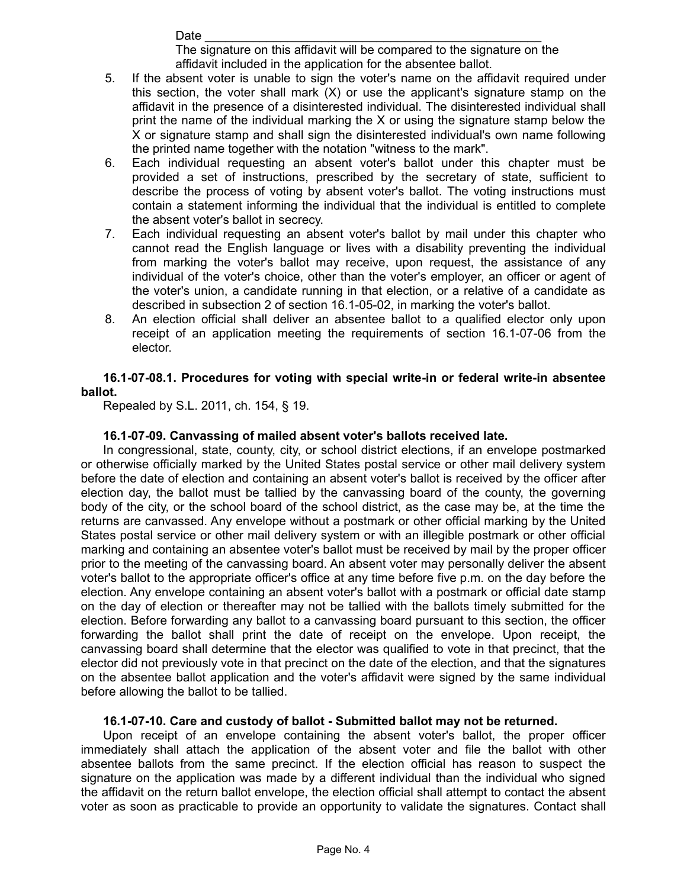Date ______________________________________________

The signature on this affidavit will be compared to the signature on the affidavit included in the application for the absentee ballot.

5. If the absent voter is unable to sign the voter's name on the affidavit required under this section, the voter shall mark (X) or use the applicant's signature stamp on the affidavit in the presence of a disinterested individual. The disinterested individual shall print the name of the individual marking the X or using the signature stamp below the X or signature stamp and shall sign the disinterested individual's own name following the printed name together with the notation "witness to the mark".
6. Each individual requesting an absent voter's ballot under this chapter must be provided a set of instructions, prescribed by the secretary of state, sufficient to describe the process of voting by absent voter's ballot. The voting instructions must contain a statement informing the individual that the individual is entitled to complete the absent voter's ballot in secrecy.
7. Each individual requesting an absent voter's ballot by mail under this chapter who cannot read the English language or lives with a disability preventing the individual from marking the voter's ballot may receive, upon request, the assistance of any individual of the voter's choice, other than the voter's employer, an officer or agent of the voter's union, a candidate running in that election, or a relative of a candidate as described in subsection 2 of section 16.1-05-02, in marking the voter's ballot.
8. An election official shall deliver an absentee ballot to a qualified elector only upon receipt of an application meeting the requirements of section 16.1-07-06 from the elector.

**16.1-07-08.1. Procedures for voting with special write-in or federal write-in absentee ballot.**

Repealed by S.L. 2011, ch. 154, § 19.

**16.1-07-09. Canvassing of mailed absent voter's ballots received late.**

In congressional, state, county, city, or school district elections, if an envelope postmarked or otherwise officially marked by the United States postal service or other mail delivery system before the date of election and containing an absent voter's ballot is received by the officer after election day, the ballot must be tallied by the canvassing board of the county, the governing body of the city, or the school board of the school district, as the case may be, at the time the returns are canvassed. Any envelope without a postmark or other official marking by the United States postal service or other mail delivery system or with an illegible postmark or other official marking and containing an absentee voter's ballot must be received by mail by the proper officer prior to the meeting of the canvassing board. An absent voter may personally deliver the absent voter's ballot to the appropriate officer's office at any time before five p.m. on the day before the election. Any envelope containing an absent voter's ballot with a postmark or official date stamp on the day of election or thereafter may not be tallied with the ballots timely submitted for the election. Before forwarding any ballot to a canvassing board pursuant to this section, the officer forwarding the ballot shall print the date of receipt on the envelope. Upon receipt, the canvassing board shall determine that the elector was qualified to vote in that precinct, that the elector did not previously vote in that precinct on the date of the election, and that the signatures on the absentee ballot application and the voter's affidavit were signed by the same individual before allowing the ballot to be tallied.

**16.1-07-10. Care and custody of ballot - Submitted ballot may not be returned.**

Upon receipt of an envelope containing the absent voter's ballot, the proper officer immediately shall attach the application of the absent voter and file the ballot with other absentee ballots from the same precinct. If the election official has reason to suspect the signature on the application was made by a different individual than the individual who signed the affidavit on the return ballot envelope, the election official shall attempt to contact the absent voter as soon as practicable to provide an opportunity to validate the signatures. Contact shall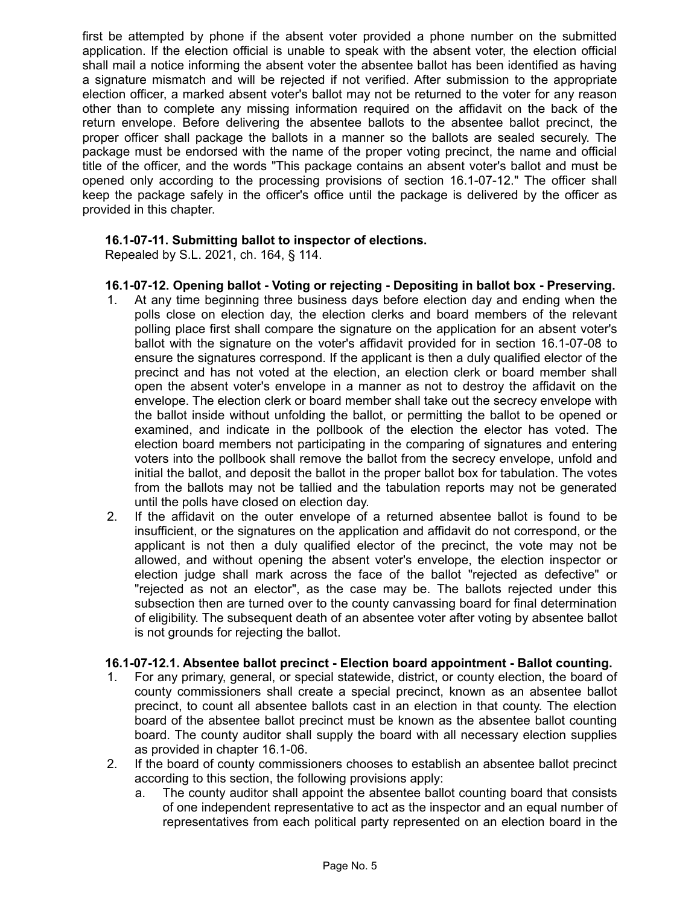first be attempted by phone if the absent voter provided a phone number on the submitted application. If the election official is unable to speak with the absent voter, the election official shall mail a notice informing the absent voter the absentee ballot has been identified as having a signature mismatch and will be rejected if not verified. After submission to the appropriate election officer, a marked absent voter's ballot may not be returned to the voter for any reason other than to complete any missing information required on the affidavit on the back of the return envelope. Before delivering the absentee ballots to the absentee ballot precinct, the proper officer shall package the ballots in a manner so the ballots are sealed securely. The package must be endorsed with the name of the proper voting precinct, the name and official title of the officer, and the words "This package contains an absent voter's ballot and must be opened only according to the processing provisions of section 16.1-07-12." The officer shall keep the package safely in the officer's office until the package is delivered by the officer as provided in this chapter.

**16.1-07-11. Submitting ballot to inspector of elections.**
Repealed by S.L. 2021, ch. 164, § 114.

**16.1-07-12. Opening ballot - Voting or rejecting - Depositing in ballot box - Preserving.**

1. At any time beginning three business days before election day and ending when the polls close on election day, the election clerks and board members of the relevant polling place first shall compare the signature on the application for an absent voter's ballot with the signature on the voter's affidavit provided for in section 16.1-07-08 to ensure the signatures correspond. If the applicant is then a duly qualified elector of the precinct and has not voted at the election, an election clerk or board member shall open the absent voter's envelope in a manner as not to destroy the affidavit on the envelope. The election clerk or board member shall take out the secrecy envelope with the ballot inside without unfolding the ballot, or permitting the ballot to be opened or examined, and indicate in the pollbook of the election the elector has voted. The election board members not participating in the comparing of signatures and entering voters into the pollbook shall remove the ballot from the secrecy envelope, unfold and initial the ballot, and deposit the ballot in the proper ballot box for tabulation. The votes from the ballots may not be tallied and the tabulation reports may not be generated until the polls have closed on election day.
2. If the affidavit on the outer envelope of a returned absentee ballot is found to be insufficient, or the signatures on the application and affidavit do not correspond, or the applicant is not then a duly qualified elector of the precinct, the vote may not be allowed, and without opening the absent voter's envelope, the election inspector or election judge shall mark across the face of the ballot "rejected as defective" or "rejected as not an elector", as the case may be. The ballots rejected under this subsection then are turned over to the county canvassing board for final determination of eligibility. The subsequent death of an absentee voter after voting by absentee ballot is not grounds for rejecting the ballot.

**16.1-07-12.1. Absentee ballot precinct - Election board appointment - Ballot counting.**

1. For any primary, general, or special statewide, district, or county election, the board of county commissioners shall create a special precinct, known as an absentee ballot precinct, to count all absentee ballots cast in an election in that county. The election board of the absentee ballot precinct must be known as the absentee ballot counting board. The county auditor shall supply the board with all necessary election supplies as provided in chapter 16.1-06.
2. If the board of county commissioners chooses to establish an absentee ballot precinct according to this section, the following provisions apply:
   a. The county auditor shall appoint the absentee ballot counting board that consists of one independent representative to act as the inspector and an equal number of representatives from each political party represented on an election board in the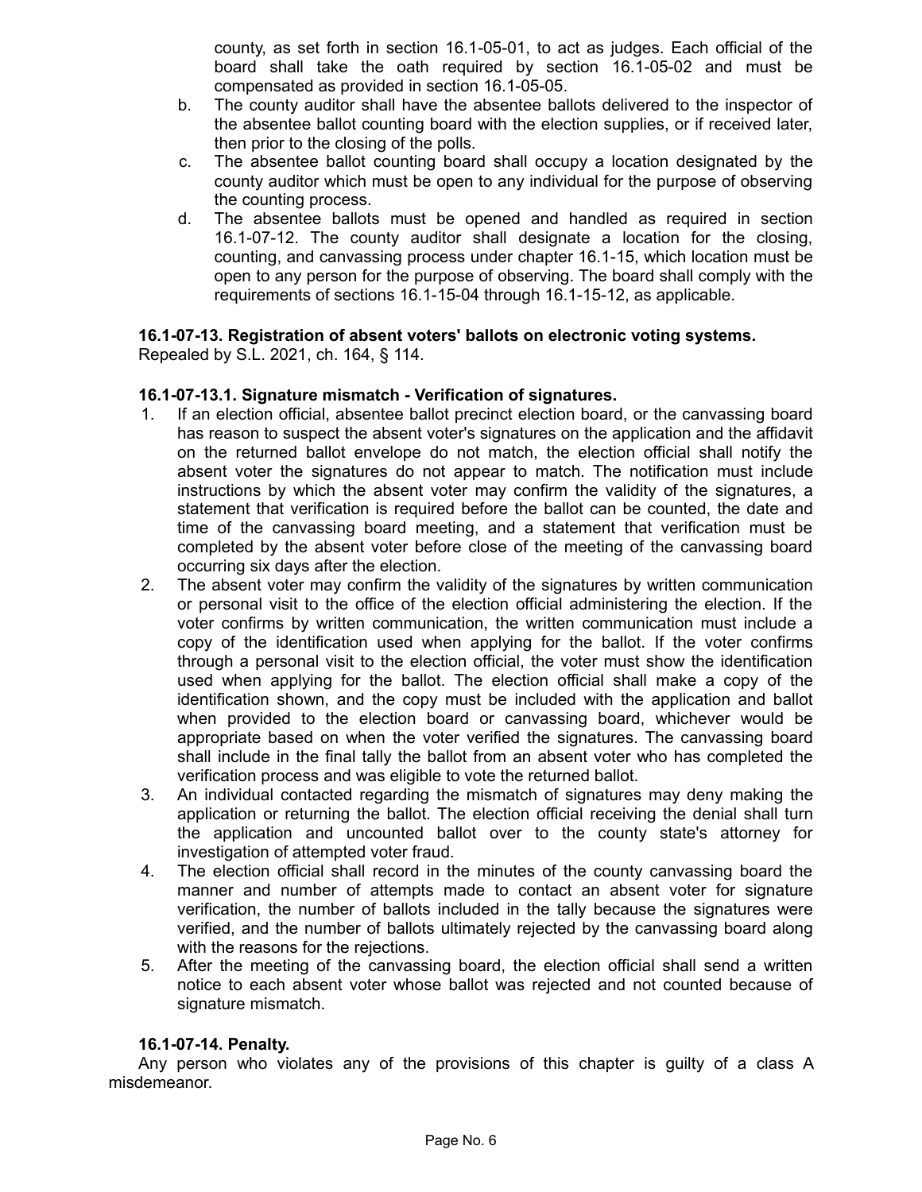county, as set forth in section 16.1-05-01, to act as judges. Each official of the board shall take the oath required by section 16.1-05-02 and must be compensated as provided in section 16.1-05-05.

b. The county auditor shall have the absentee ballots delivered to the inspector of the absentee ballot counting board with the election supplies, or if received later, then prior to the closing of the polls.

c. The absentee ballot counting board shall occupy a location designated by the county auditor which must be open to any individual for the purpose of observing the counting process.

d. The absentee ballots must be opened and handled as required in section 16.1-07-12. The county auditor shall designate a location for the closing, counting, and canvassing process under chapter 16.1-15, which location must be open to any person for the purpose of observing. The board shall comply with the requirements of sections 16.1-15-04 through 16.1-15-12, as applicable.

**16.1-07-13. Registration of absent voters' ballots on electronic voting systems.**
Repealed by S.L. 2021, ch. 164, § 114.

**16.1-07-13.1. Signature mismatch - Verification of signatures.**

1. If an election official, absentee ballot precinct election board, or the canvassing board has reason to suspect the absent voter's signatures on the application and the affidavit on the returned ballot envelope do not match, the election official shall notify the absent voter the signatures do not appear to match. The notification must include instructions by which the absent voter may confirm the validity of the signatures, a statement that verification is required before the ballot can be counted, the date and time of the canvassing board meeting, and a statement that verification must be completed by the absent voter before close of the meeting of the canvassing board occurring six days after the election.
2. The absent voter may confirm the validity of the signatures by written communication or personal visit to the office of the election official administering the election. If the voter confirms by written communication, the written communication must include a copy of the identification used when applying for the ballot. If the voter confirms through a personal visit to the election official, the voter must show the identification used when applying for the ballot. The election official shall make a copy of the identification shown, and the copy must be included with the application and ballot when provided to the election board or canvassing board, whichever would be appropriate based on when the voter verified the signatures. The canvassing board shall include in the final tally the ballot from an absent voter who has completed the verification process and was eligible to vote the returned ballot.
3. An individual contacted regarding the mismatch of signatures may deny making the application or returning the ballot. The election official receiving the denial shall turn the application and uncounted ballot over to the county state's attorney for investigation of attempted voter fraud.
4. The election official shall record in the minutes of the county canvassing board the manner and number of attempts made to contact an absent voter for signature verification, the number of ballots included in the tally because the signatures were verified, and the number of ballots ultimately rejected by the canvassing board along with the reasons for the rejections.
5. After the meeting of the canvassing board, the election official shall send a written notice to each absent voter whose ballot was rejected and not counted because of signature mismatch.

**16.1-07-14. Penalty.**

Any person who violates any of the provisions of this chapter is guilty of a class A misdemeanor.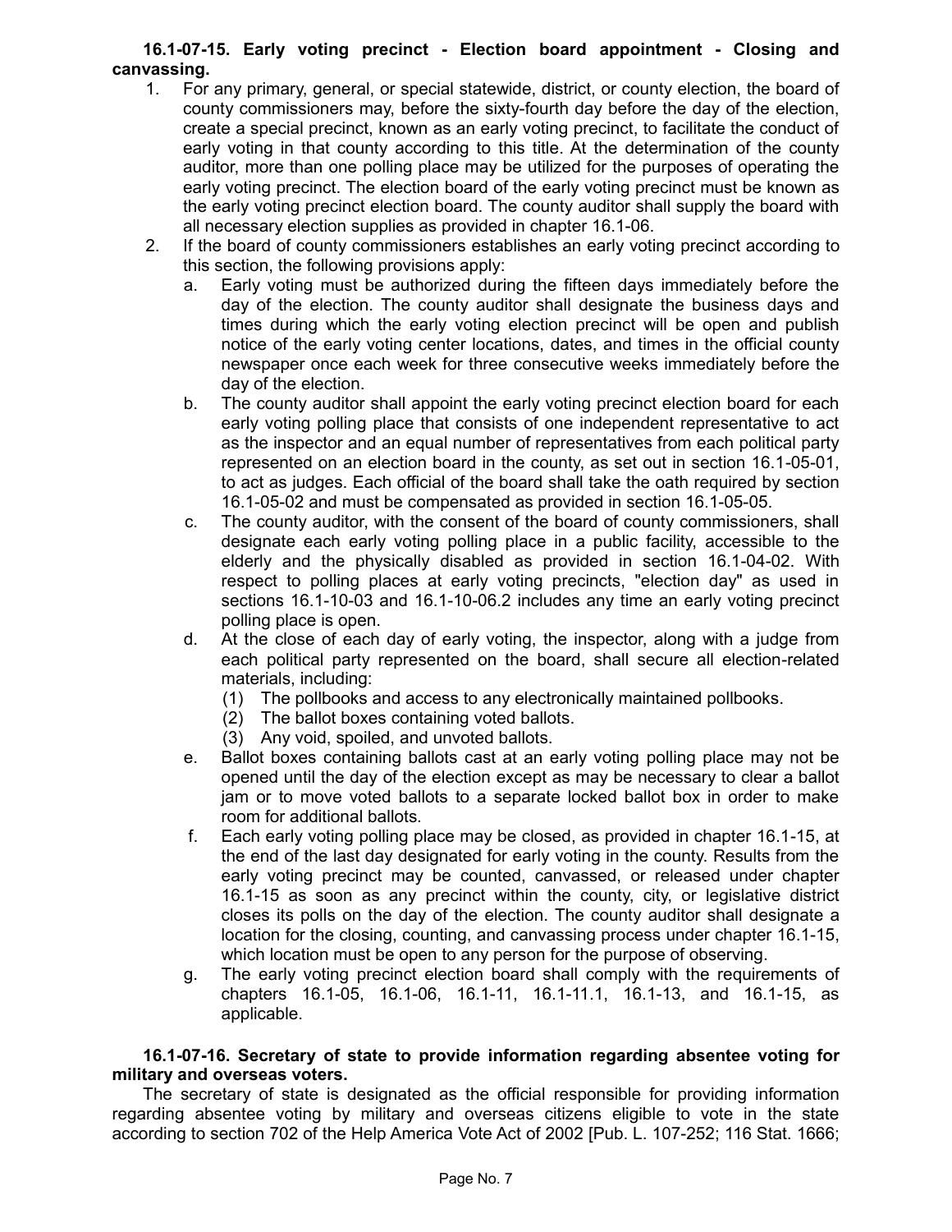**16.1-07-15. Early voting precinct - Election board appointment - Closing and canvassing.**

1. For any primary, general, or special statewide, district, or county election, the board of county commissioners may, before the sixty-fourth day before the day of the election, create a special precinct, known as an early voting precinct, to facilitate the conduct of early voting in that county according to this title. At the determination of the county auditor, more than one polling place may be utilized for the purposes of operating the early voting precinct. The election board of the early voting precinct must be known as the early voting precinct election board. The county auditor shall supply the board with all necessary election supplies as provided in chapter 16.1-06.
2. If the board of county commissioners establishes an early voting precinct according to this section, the following provisions apply:
   a. Early voting must be authorized during the fifteen days immediately before the day of the election. The county auditor shall designate the business days and times during which the early voting election precinct will be open and publish notice of the early voting center locations, dates, and times in the official county newspaper once each week for three consecutive weeks immediately before the day of the election.
   b. The county auditor shall appoint the early voting precinct election board for each early voting polling place that consists of one independent representative to act as the inspector and an equal number of representatives from each political party represented on an election board in the county, as set out in section 16.1-05-01, to act as judges. Each official of the board shall take the oath required by section 16.1-05-02 and must be compensated as provided in section 16.1-05-05.
   c. The county auditor, with the consent of the board of county commissioners, shall designate each early voting polling place in a public facility, accessible to the elderly and the physically disabled as provided in section 16.1-04-02. With respect to polling places at early voting precincts, "election day" as used in sections 16.1-10-03 and 16.1-10-06.2 includes any time an early voting precinct polling place is open.
   d. At the close of each day of early voting, the inspector, along with a judge from each political party represented on the board, shall secure all election-related materials, including:
      (1) The pollbooks and access to any electronically maintained pollbooks.
      (2) The ballot boxes containing voted ballots.
      (3) Any void, spoiled, and unvoted ballots.
   e. Ballot boxes containing ballots cast at an early voting polling place may not be opened until the day of the election except as may be necessary to clear a ballot jam or to move voted ballots to a separate locked ballot box in order to make room for additional ballots.
   f. Each early voting polling place may be closed, as provided in chapter 16.1-15, at the end of the last day designated for early voting in the county. Results from the early voting precinct may be counted, canvassed, or released under chapter 16.1-15 as soon as any precinct within the county, city, or legislative district closes its polls on the day of the election. The county auditor shall designate a location for the closing, counting, and canvassing process under chapter 16.1-15, which location must be open to any person for the purpose of observing.
   g. The early voting precinct election board shall comply with the requirements of chapters 16.1-05, 16.1-06, 16.1-11, 16.1-11.1, 16.1-13, and 16.1-15, as applicable.

**16.1-07-16. Secretary of state to provide information regarding absentee voting for military and overseas voters.**

The secretary of state is designated as the official responsible for providing information regarding absentee voting by military and overseas citizens eligible to vote in the state according to section 702 of the Help America Vote Act of 2002 [Pub. L. 107-252; 116 Stat. 1666;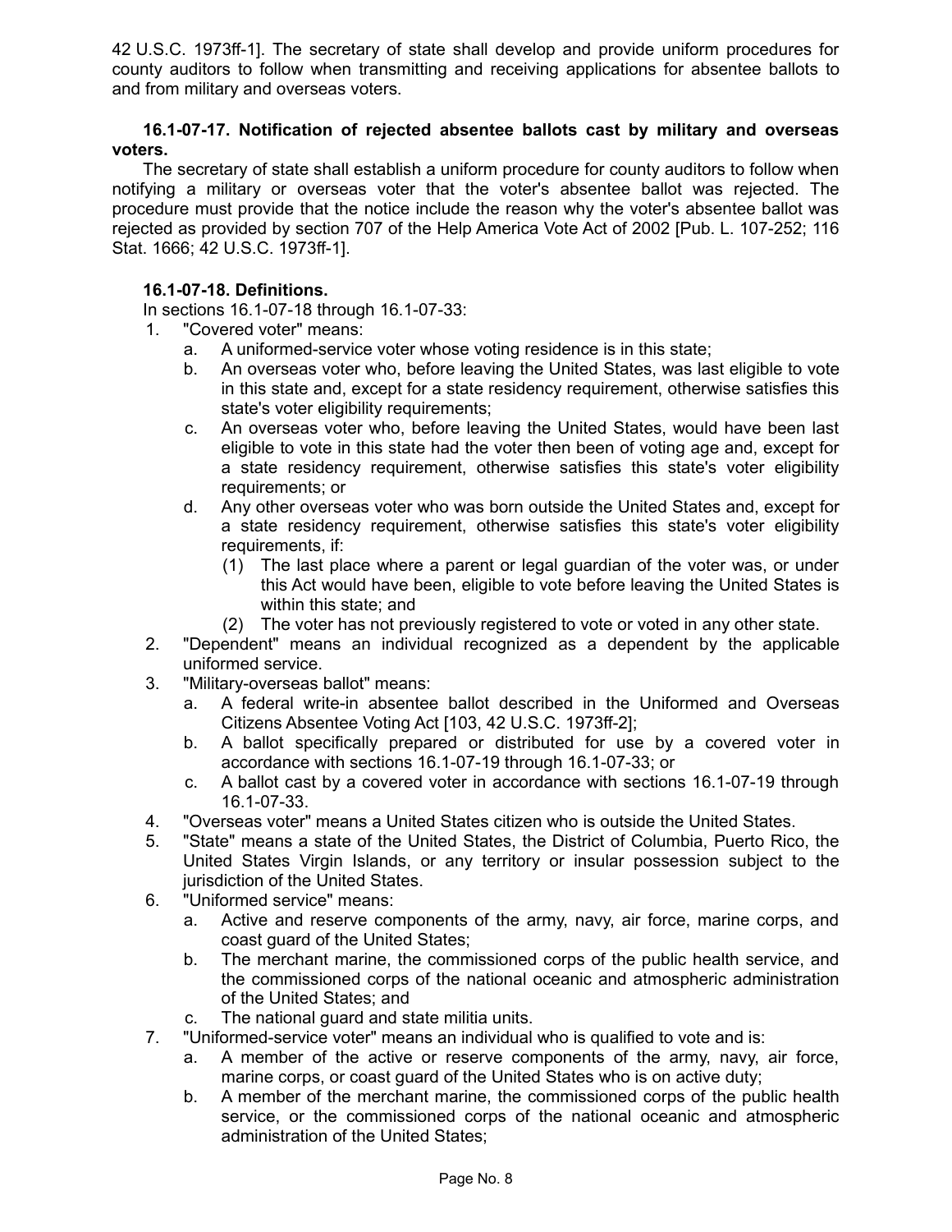42 U.S.C. 1973ff-1]. The secretary of state shall develop and provide uniform procedures for county auditors to follow when transmitting and receiving applications for absentee ballots to and from military and overseas voters.

**16.1-07-17. Notification of rejected absentee ballots cast by military and overseas voters.**

The secretary of state shall establish a uniform procedure for county auditors to follow when notifying a military or overseas voter that the voter's absentee ballot was rejected. The procedure must provide that the notice include the reason why the voter's absentee ballot was rejected as provided by section 707 of the Help America Vote Act of 2002 [Pub. L. 107-252; 116 Stat. 1666; 42 U.S.C. 1973ff-1].

**16.1-07-18. Definitions.**

In sections 16.1-07-18 through 16.1-07-33:

1. "Covered voter" means:
   a. A uniformed-service voter whose voting residence is in this state;
   b. An overseas voter who, before leaving the United States, was last eligible to vote in this state and, except for a state residency requirement, otherwise satisfies this state's voter eligibility requirements;
   c. An overseas voter who, before leaving the United States, would have been last eligible to vote in this state had the voter then been of voting age and, except for a state residency requirement, otherwise satisfies this state's voter eligibility requirements; or
   d. Any other overseas voter who was born outside the United States and, except for a state residency requirement, otherwise satisfies this state's voter eligibility requirements, if:
      (1) The last place where a parent or legal guardian of the voter was, or under this Act would have been, eligible to vote before leaving the United States is within this state; and
      (2) The voter has not previously registered to vote or voted in any other state.
2. "Dependent" means an individual recognized as a dependent by the applicable uniformed service.
3. "Military-overseas ballot" means:
   a. A federal write-in absentee ballot described in the Uniformed and Overseas Citizens Absentee Voting Act [103, 42 U.S.C. 1973ff-2];
   b. A ballot specifically prepared or distributed for use by a covered voter in accordance with sections 16.1-07-19 through 16.1-07-33; or
   c. A ballot cast by a covered voter in accordance with sections 16.1-07-19 through 16.1-07-33.
4. "Overseas voter" means a United States citizen who is outside the United States.
5. "State" means a state of the United States, the District of Columbia, Puerto Rico, the United States Virgin Islands, or any territory or insular possession subject to the jurisdiction of the United States.
6. "Uniformed service" means:
   a. Active and reserve components of the army, navy, air force, marine corps, and coast guard of the United States;
   b. The merchant marine, the commissioned corps of the public health service, and the commissioned corps of the national oceanic and atmospheric administration of the United States; and
   c. The national guard and state militia units.
7. "Uniformed-service voter" means an individual who is qualified to vote and is:
   a. A member of the active or reserve components of the army, navy, air force, marine corps, or coast guard of the United States who is on active duty;
   b. A member of the merchant marine, the commissioned corps of the public health service, or the commissioned corps of the national oceanic and atmospheric administration of the United States;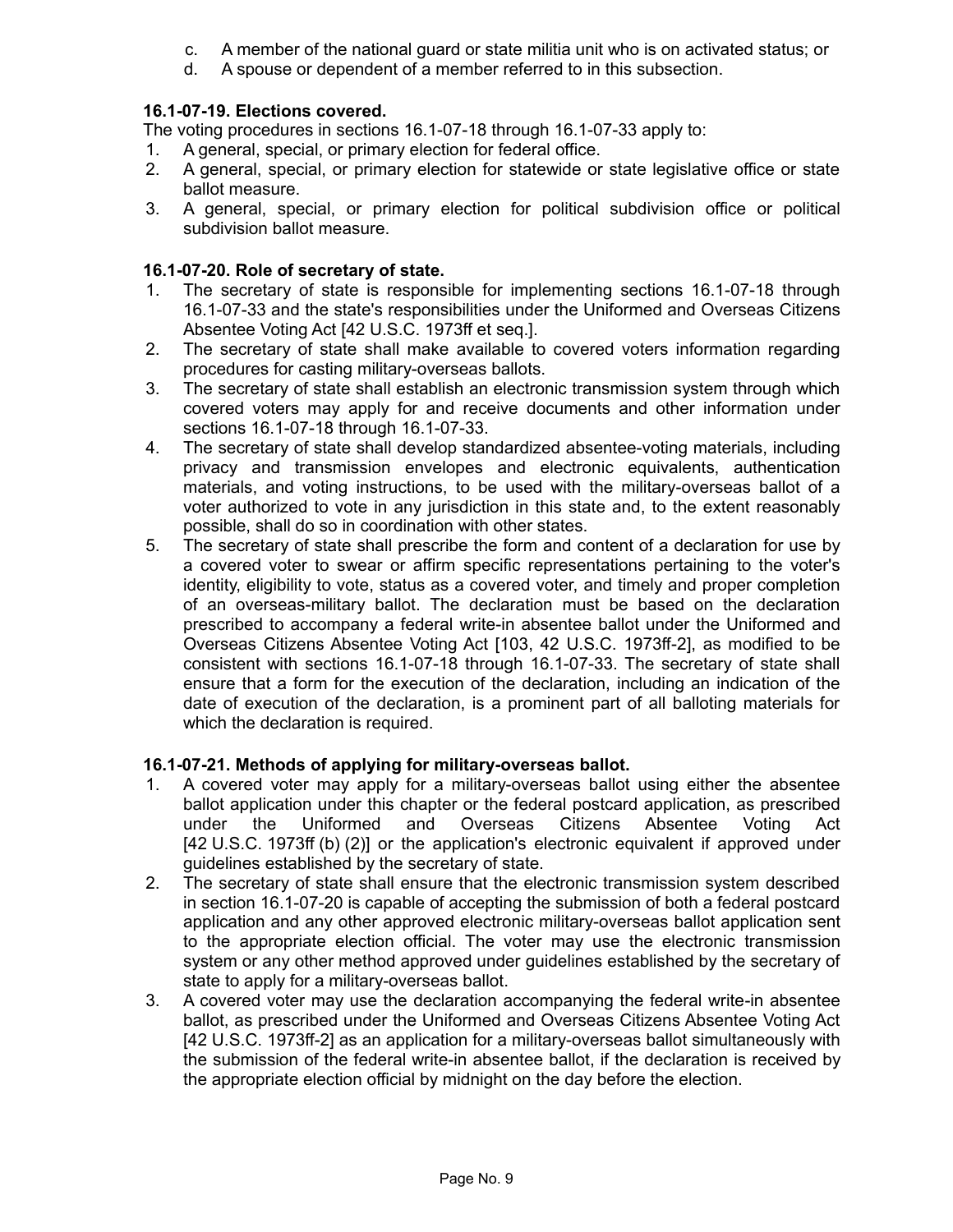c. A member of the national guard or state militia unit who is on activated status; or
d. A spouse or dependent of a member referred to in this subsection.

**16.1-07-19. Elections covered.**

The voting procedures in sections 16.1-07-18 through 16.1-07-33 apply to:

1. A general, special, or primary election for federal office.
2. A general, special, or primary election for statewide or state legislative office or state ballot measure.
3. A general, special, or primary election for political subdivision office or political subdivision ballot measure.

**16.1-07-20. Role of secretary of state.**

1. The secretary of state is responsible for implementing sections 16.1-07-18 through 16.1-07-33 and the state's responsibilities under the Uniformed and Overseas Citizens Absentee Voting Act [42 U.S.C. 1973ff et seq.].
2. The secretary of state shall make available to covered voters information regarding procedures for casting military-overseas ballots.
3. The secretary of state shall establish an electronic transmission system through which covered voters may apply for and receive documents and other information under sections 16.1-07-18 through 16.1-07-33.
4. The secretary of state shall develop standardized absentee-voting materials, including privacy and transmission envelopes and electronic equivalents, authentication materials, and voting instructions, to be used with the military-overseas ballot of a voter authorized to vote in any jurisdiction in this state and, to the extent reasonably possible, shall do so in coordination with other states.
5. The secretary of state shall prescribe the form and content of a declaration for use by a covered voter to swear or affirm specific representations pertaining to the voter's identity, eligibility to vote, status as a covered voter, and timely and proper completion of an overseas-military ballot. The declaration must be based on the declaration prescribed to accompany a federal write-in absentee ballot under the Uniformed and Overseas Citizens Absentee Voting Act [103, 42 U.S.C. 1973ff-2], as modified to be consistent with sections 16.1-07-18 through 16.1-07-33. The secretary of state shall ensure that a form for the execution of the declaration, including an indication of the date of execution of the declaration, is a prominent part of all balloting materials for which the declaration is required.

**16.1-07-21. Methods of applying for military-overseas ballot.**

1. A covered voter may apply for a military-overseas ballot using either the absentee ballot application under this chapter or the federal postcard application, as prescribed under the Uniformed and Overseas Citizens Absentee Voting Act [42 U.S.C. 1973ff (b) (2)] or the application's electronic equivalent if approved under guidelines established by the secretary of state.
2. The secretary of state shall ensure that the electronic transmission system described in section 16.1-07-20 is capable of accepting the submission of both a federal postcard application and any other approved electronic military-overseas ballot application sent to the appropriate election official. The voter may use the electronic transmission system or any other method approved under guidelines established by the secretary of state to apply for a military-overseas ballot.
3. A covered voter may use the declaration accompanying the federal write-in absentee ballot, as prescribed under the Uniformed and Overseas Citizens Absentee Voting Act [42 U.S.C. 1973ff-2] as an application for a military-overseas ballot simultaneously with the submission of the federal write-in absentee ballot, if the declaration is received by the appropriate election official by midnight on the day before the election.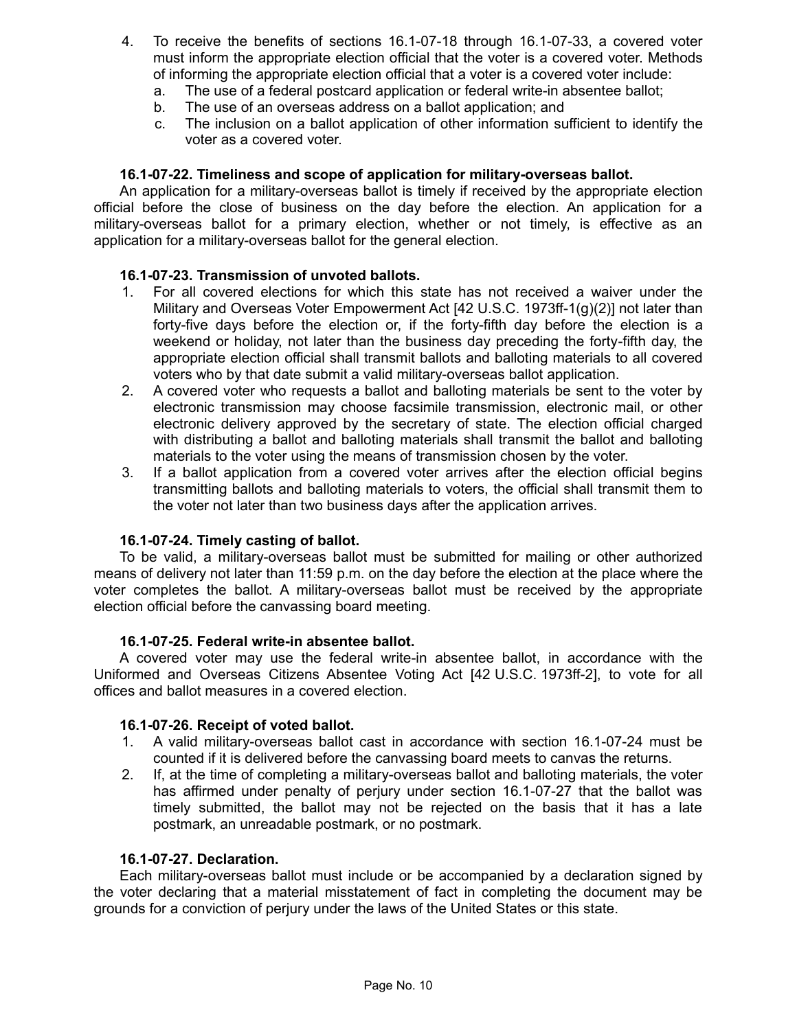4. To receive the benefits of sections 16.1-07-18 through 16.1-07-33, a covered voter must inform the appropriate election official that the voter is a covered voter. Methods of informing the appropriate election official that a voter is a covered voter include:
   a. The use of a federal postcard application or federal write-in absentee ballot;
   b. The use of an overseas address on a ballot application; and
   c. The inclusion on a ballot application of other information sufficient to identify the voter as a covered voter.

**16.1-07-22. Timeliness and scope of application for military-overseas ballot.**

An application for a military-overseas ballot is timely if received by the appropriate election official before the close of business on the day before the election. An application for a military-overseas ballot for a primary election, whether or not timely, is effective as an application for a military-overseas ballot for the general election.

**16.1-07-23. Transmission of unvoted ballots.**

1. For all covered elections for which this state has not received a waiver under the Military and Overseas Voter Empowerment Act [42 U.S.C. 1973ff-1(g)(2)] not later than forty-five days before the election or, if the forty-fifth day before the election is a weekend or holiday, not later than the business day preceding the forty-fifth day, the appropriate election official shall transmit ballots and balloting materials to all covered voters who by that date submit a valid military-overseas ballot application.
2. A covered voter who requests a ballot and balloting materials be sent to the voter by electronic transmission may choose facsimile transmission, electronic mail, or other electronic delivery approved by the secretary of state. The election official charged with distributing a ballot and balloting materials shall transmit the ballot and balloting materials to the voter using the means of transmission chosen by the voter.
3. If a ballot application from a covered voter arrives after the election official begins transmitting ballots and balloting materials to voters, the official shall transmit them to the voter not later than two business days after the application arrives.

**16.1-07-24. Timely casting of ballot.**

To be valid, a military-overseas ballot must be submitted for mailing or other authorized means of delivery not later than 11:59 p.m. on the day before the election at the place where the voter completes the ballot. A military-overseas ballot must be received by the appropriate election official before the canvassing board meeting.

**16.1-07-25. Federal write-in absentee ballot.**

A covered voter may use the federal write-in absentee ballot, in accordance with the Uniformed and Overseas Citizens Absentee Voting Act [42 U.S.C. 1973ff-2], to vote for all offices and ballot measures in a covered election.

**16.1-07-26. Receipt of voted ballot.**

1. A valid military-overseas ballot cast in accordance with section 16.1-07-24 must be counted if it is delivered before the canvassing board meets to canvas the returns.
2. If, at the time of completing a military-overseas ballot and balloting materials, the voter has affirmed under penalty of perjury under section 16.1-07-27 that the ballot was timely submitted, the ballot may not be rejected on the basis that it has a late postmark, an unreadable postmark, or no postmark.

**16.1-07-27. Declaration.**

Each military-overseas ballot must include or be accompanied by a declaration signed by the voter declaring that a material misstatement of fact in completing the document may be grounds for a conviction of perjury under the laws of the United States or this state.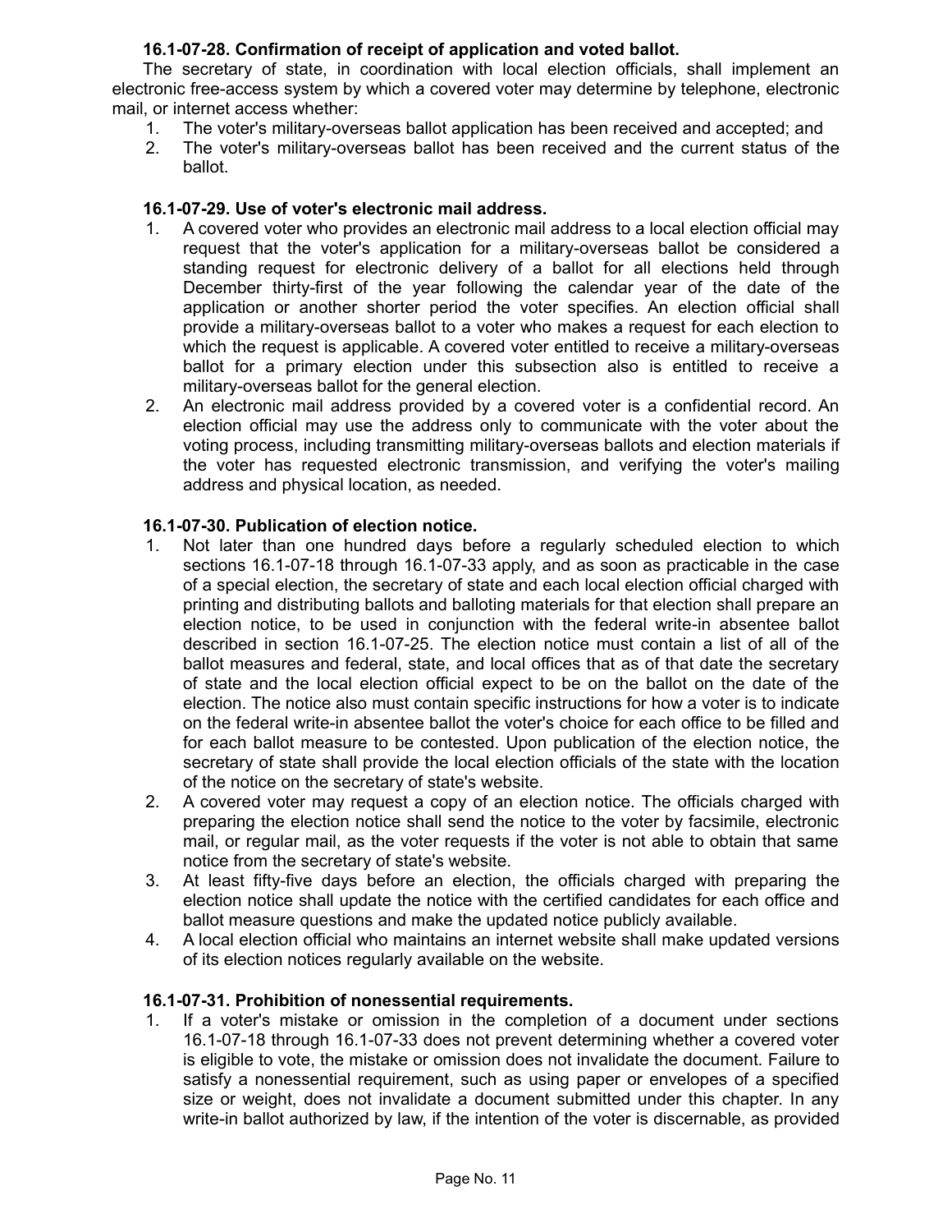**16.1-07-28. Confirmation of receipt of application and voted ballot.**

The secretary of state, in coordination with local election officials, shall implement an electronic free-access system by which a covered voter may determine by telephone, electronic mail, or internet access whether:

1. The voter's military-overseas ballot application has been received and accepted; and
2. The voter's military-overseas ballot has been received and the current status of the ballot.

**16.1-07-29. Use of voter's electronic mail address.**

1. A covered voter who provides an electronic mail address to a local election official may request that the voter's application for a military-overseas ballot be considered a standing request for electronic delivery of a ballot for all elections held through December thirty-first of the year following the calendar year of the date of the application or another shorter period the voter specifies. An election official shall provide a military-overseas ballot to a voter who makes a request for each election to which the request is applicable. A covered voter entitled to receive a military-overseas ballot for a primary election under this subsection also is entitled to receive a military-overseas ballot for the general election.
2. An electronic mail address provided by a covered voter is a confidential record. An election official may use the address only to communicate with the voter about the voting process, including transmitting military-overseas ballots and election materials if the voter has requested electronic transmission, and verifying the voter's mailing address and physical location, as needed.

**16.1-07-30. Publication of election notice.**

1. Not later than one hundred days before a regularly scheduled election to which sections 16.1-07-18 through 16.1-07-33 apply, and as soon as practicable in the case of a special election, the secretary of state and each local election official charged with printing and distributing ballots and balloting materials for that election shall prepare an election notice, to be used in conjunction with the federal write-in absentee ballot described in section 16.1-07-25. The election notice must contain a list of all of the ballot measures and federal, state, and local offices that as of that date the secretary of state and the local election official expect to be on the ballot on the date of the election. The notice also must contain specific instructions for how a voter is to indicate on the federal write-in absentee ballot the voter's choice for each office to be filled and for each ballot measure to be contested. Upon publication of the election notice, the secretary of state shall provide the local election officials of the state with the location of the notice on the secretary of state's website.
2. A covered voter may request a copy of an election notice. The officials charged with preparing the election notice shall send the notice to the voter by facsimile, electronic mail, or regular mail, as the voter requests if the voter is not able to obtain that same notice from the secretary of state's website.
3. At least fifty-five days before an election, the officials charged with preparing the election notice shall update the notice with the certified candidates for each office and ballot measure questions and make the updated notice publicly available.
4. A local election official who maintains an internet website shall make updated versions of its election notices regularly available on the website.

**16.1-07-31. Prohibition of nonessential requirements.**

1. If a voter's mistake or omission in the completion of a document under sections 16.1-07-18 through 16.1-07-33 does not prevent determining whether a covered voter is eligible to vote, the mistake or omission does not invalidate the document. Failure to satisfy a nonessential requirement, such as using paper or envelopes of a specified size or weight, does not invalidate a document submitted under this chapter. In any write-in ballot authorized by law, if the intention of the voter is discernable, as provided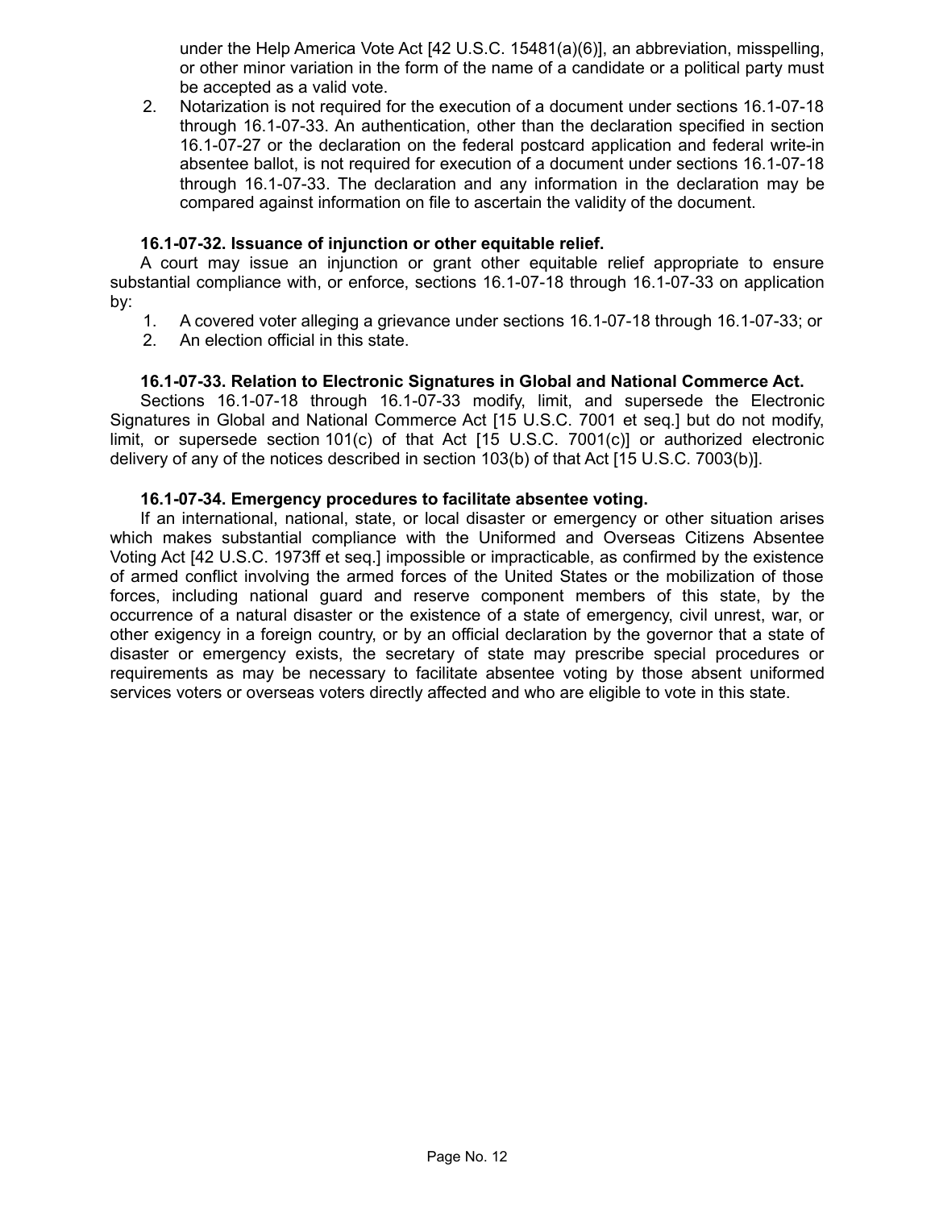under the Help America Vote Act [42 U.S.C. 15481(a)(6)], an abbreviation, misspelling, or other minor variation in the form of the name of a candidate or a political party must be accepted as a valid vote.

2. Notarization is not required for the execution of a document under sections 16.1-07-18 through 16.1-07-33. An authentication, other than the declaration specified in section 16.1-07-27 or the declaration on the federal postcard application and federal write-in absentee ballot, is not required for execution of a document under sections 16.1-07-18 through 16.1-07-33. The declaration and any information in the declaration may be compared against information on file to ascertain the validity of the document.

**16.1-07-32. Issuance of injunction or other equitable relief.**

A court may issue an injunction or grant other equitable relief appropriate to ensure substantial compliance with, or enforce, sections 16.1-07-18 through 16.1-07-33 on application by:

1. A covered voter alleging a grievance under sections 16.1-07-18 through 16.1-07-33; or
2. An election official in this state.

**16.1-07-33. Relation to Electronic Signatures in Global and National Commerce Act.**

Sections 16.1-07-18 through 16.1-07-33 modify, limit, and supersede the Electronic Signatures in Global and National Commerce Act [15 U.S.C. 7001 et seq.] but do not modify, limit, or supersede section 101(c) of that Act [15 U.S.C. 7001(c)] or authorized electronic delivery of any of the notices described in section 103(b) of that Act [15 U.S.C. 7003(b)].

**16.1-07-34. Emergency procedures to facilitate absentee voting.**

If an international, national, state, or local disaster or emergency or other situation arises which makes substantial compliance with the Uniformed and Overseas Citizens Absentee Voting Act [42 U.S.C. 1973ff et seq.] impossible or impracticable, as confirmed by the existence of armed conflict involving the armed forces of the United States or the mobilization of those forces, including national guard and reserve component members of this state, by the occurrence of a natural disaster or the existence of a state of emergency, civil unrest, war, or other exigency in a foreign country, or by an official declaration by the governor that a state of disaster or emergency exists, the secretary of state may prescribe special procedures or requirements as may be necessary to facilitate absentee voting by those absent uniformed services voters or overseas voters directly affected and who are eligible to vote in this state.